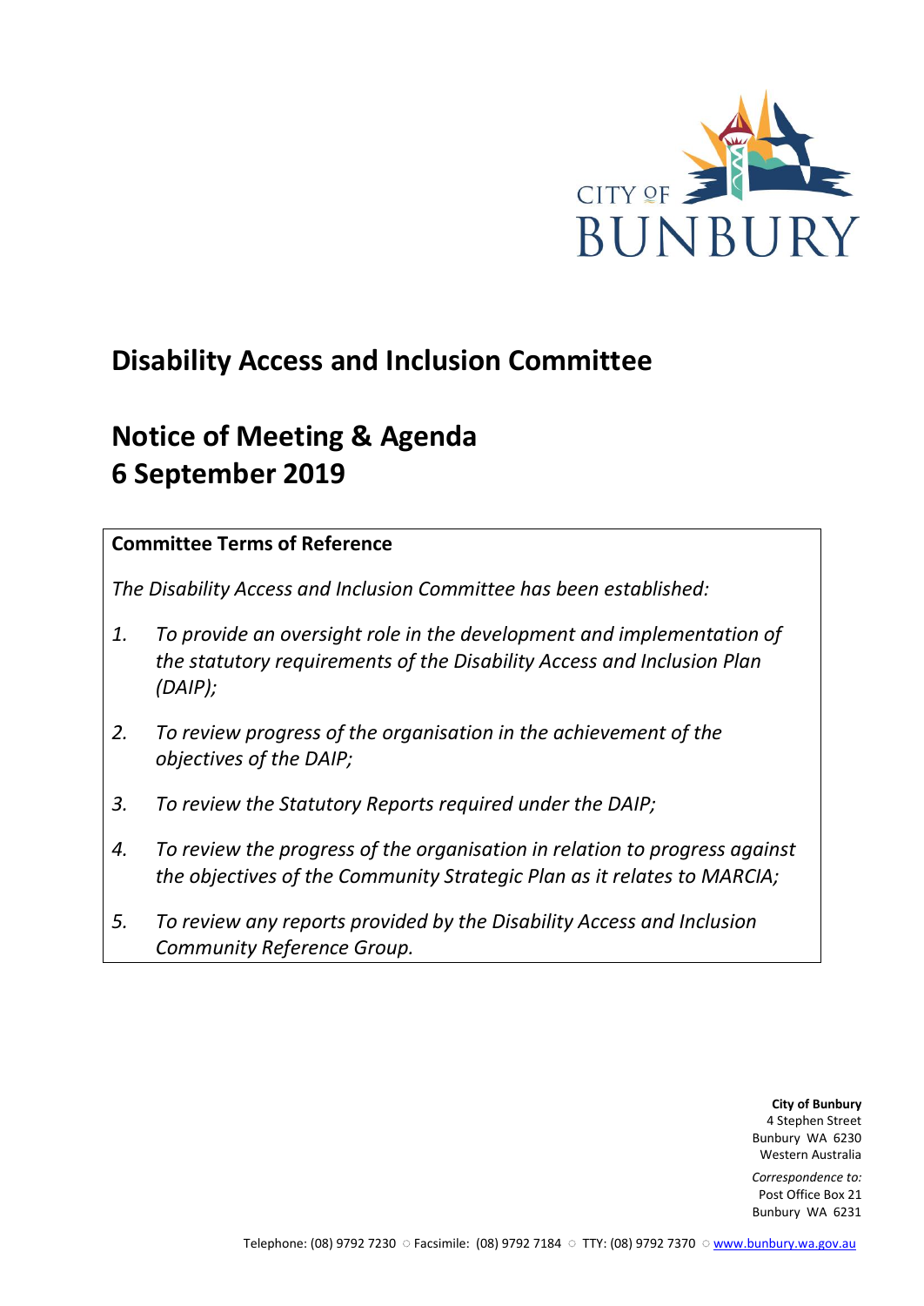# Disability Access and Inclusion Committee

# Notice of Meeting & Agenda
# 6 September 2019

**Committee Terms of Reference**

*The Disability Access and Inclusion Committee has been established:*

1. *To provide an oversight role in the development and implementation of the statutory requirements of the Disability Access and Inclusion Plan (DAIP);*
2. *To review progress of the organisation in the achievement of the objectives of the DAIP;*
3. *To review the Statutory Reports required under the DAIP;*
4. *To review the progress of the organisation in relation to progress against the objectives of the Community Strategic Plan as it relates to MARCIA;*
5. *To review any reports provided by the Disability Access and Inclusion Community Reference Group.*

**City of Bunbury**
4 Stephen Street
Bunbury WA 6230
Western Australia

*Correspondence to:*
Post Office Box 21
Bunbury WA 6231

Telephone: (08) 9792 7230 ○ Facsimile: (08) 9792 7184 ○ TTY: (08) 9792 7370 ○ www.bunbury.wa.gov.au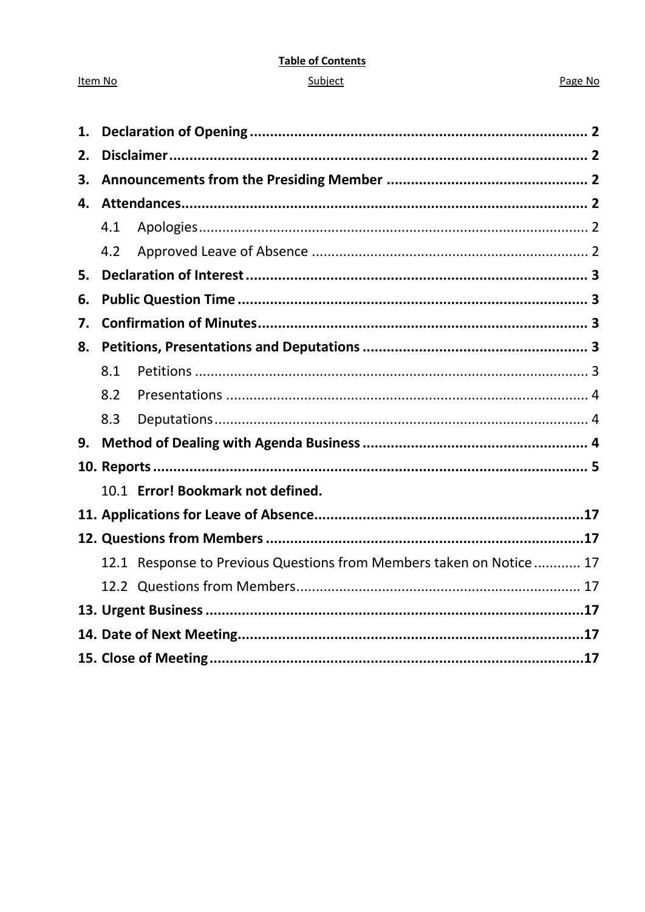**Table of Contents**

| Item No | Subject | Page No |
|---|---|---|
| **1.** | **Declaration of Opening** | **2** |
| **2.** | **Disclaimer** | **2** |
| **3.** | **Announcements from the Presiding Member** | **2** |
| **4.** | **Attendances** | **2** |
| 4.1 | Apologies | 2 |
| 4.2 | Approved Leave of Absence | 2 |
| **5.** | **Declaration of Interest** | **3** |
| **6.** | **Public Question Time** | **3** |
| **7.** | **Confirmation of Minutes** | **3** |
| **8.** | **Petitions, Presentations and Deputations** | **3** |
| 8.1 | Petitions | 3 |
| 8.2 | Presentations | 4 |
| 8.3 | Deputations | 4 |
| **9.** | **Method of Dealing with Agenda Business** | **4** |
| **10.** | **Reports** | **5** |
| 10.1 | **Error! Bookmark not defined.** | |
| **11.** | **Applications for Leave of Absence** | **17** |
| **12.** | **Questions from Members** | **17** |
| 12.1 | Response to Previous Questions from Members taken on Notice | 17 |
| 12.2 | Questions from Members | 17 |
| **13.** | **Urgent Business** | **17** |
| **14.** | **Date of Next Meeting** | **17** |
| **15.** | **Close of Meeting** | **17** |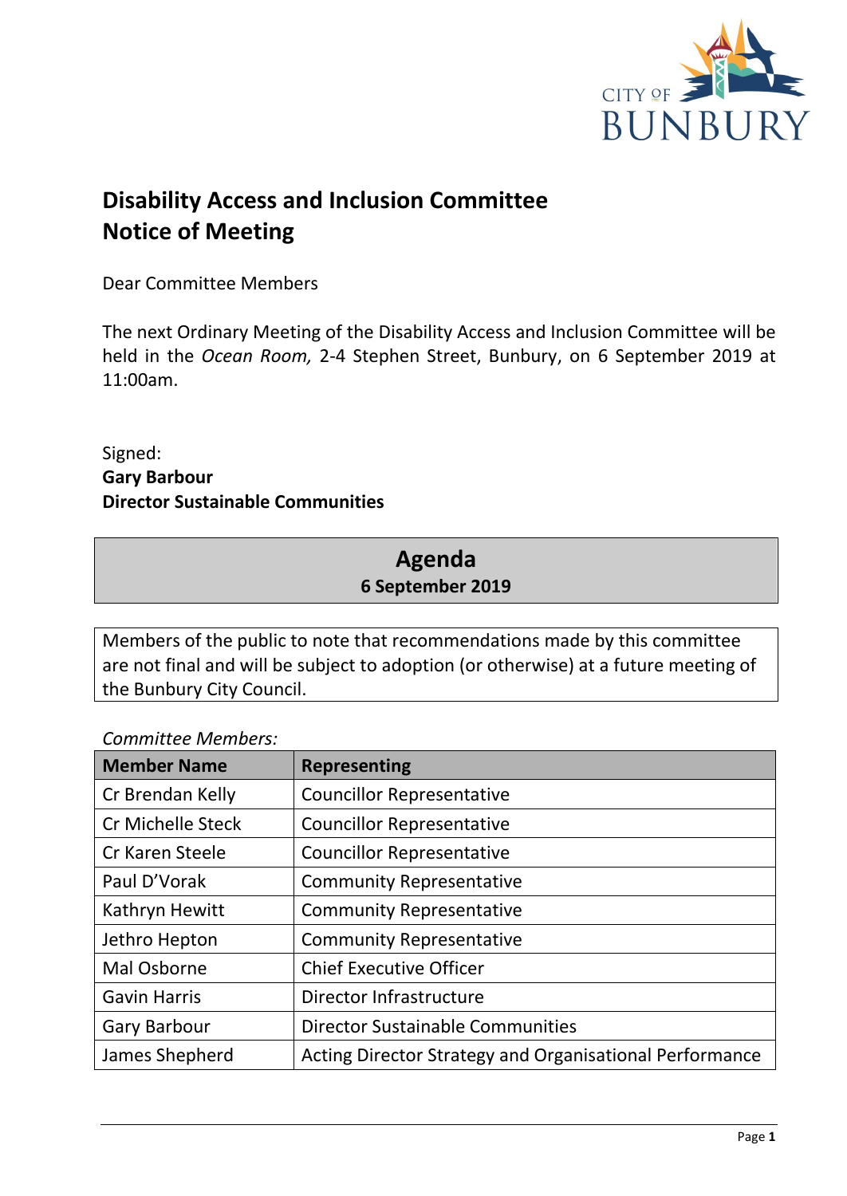# Disability Access and Inclusion Committee Notice of Meeting

Dear Committee Members

The next Ordinary Meeting of the Disability Access and Inclusion Committee will be held in the *Ocean Room,* 2-4 Stephen Street, Bunbury, on 6 September 2019 at 11:00am.

Signed:
**Gary Barbour**
**Director Sustainable Communities**

## Agenda
**6 September 2019**

Members of the public to note that recommendations made by this committee are not final and will be subject to adoption (or otherwise) at a future meeting of the Bunbury City Council.

*Committee Members:*

| Member Name | Representing |
|---|---|
| Cr Brendan Kelly | Councillor Representative |
| Cr Michelle Steck | Councillor Representative |
| Cr Karen Steele | Councillor Representative |
| Paul D'Vorak | Community Representative |
| Kathryn Hewitt | Community Representative |
| Jethro Hepton | Community Representative |
| Mal Osborne | Chief Executive Officer |
| Gavin Harris | Director Infrastructure |
| Gary Barbour | Director Sustainable Communities |
| James Shepherd | Acting Director Strategy and Organisational Performance |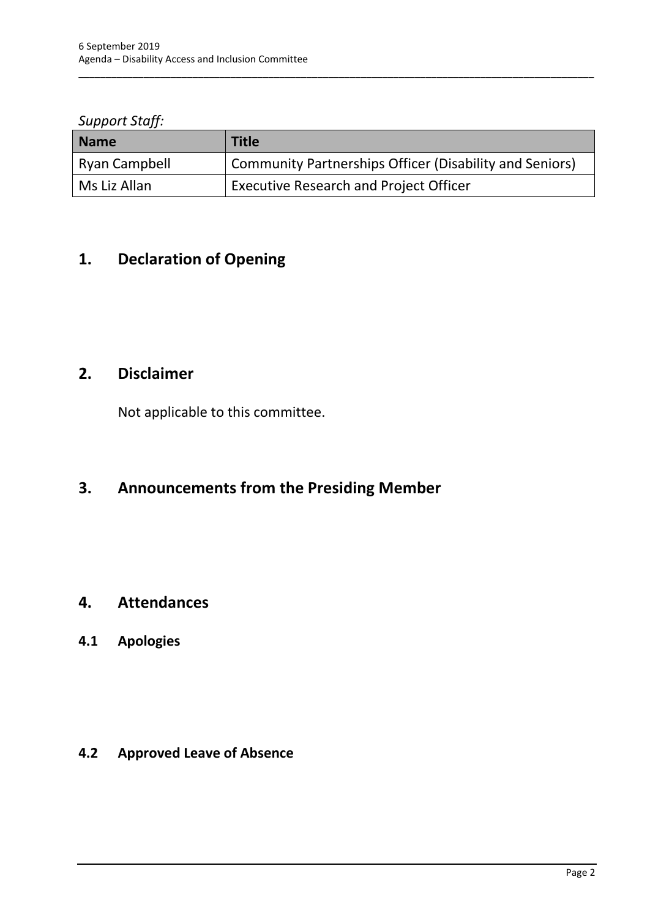*Support Staff:*

| Name | Title |
| --- | --- |
| Ryan Campbell | Community Partnerships Officer (Disability and Seniors) |
| Ms Liz Allan | Executive Research and Project Officer |

# 1. Declaration of Opening

# 2. Disclaimer

Not applicable to this committee.

# 3. Announcements from the Presiding Member

# 4. Attendances

## 4.1 Apologies

## 4.2 Approved Leave of Absence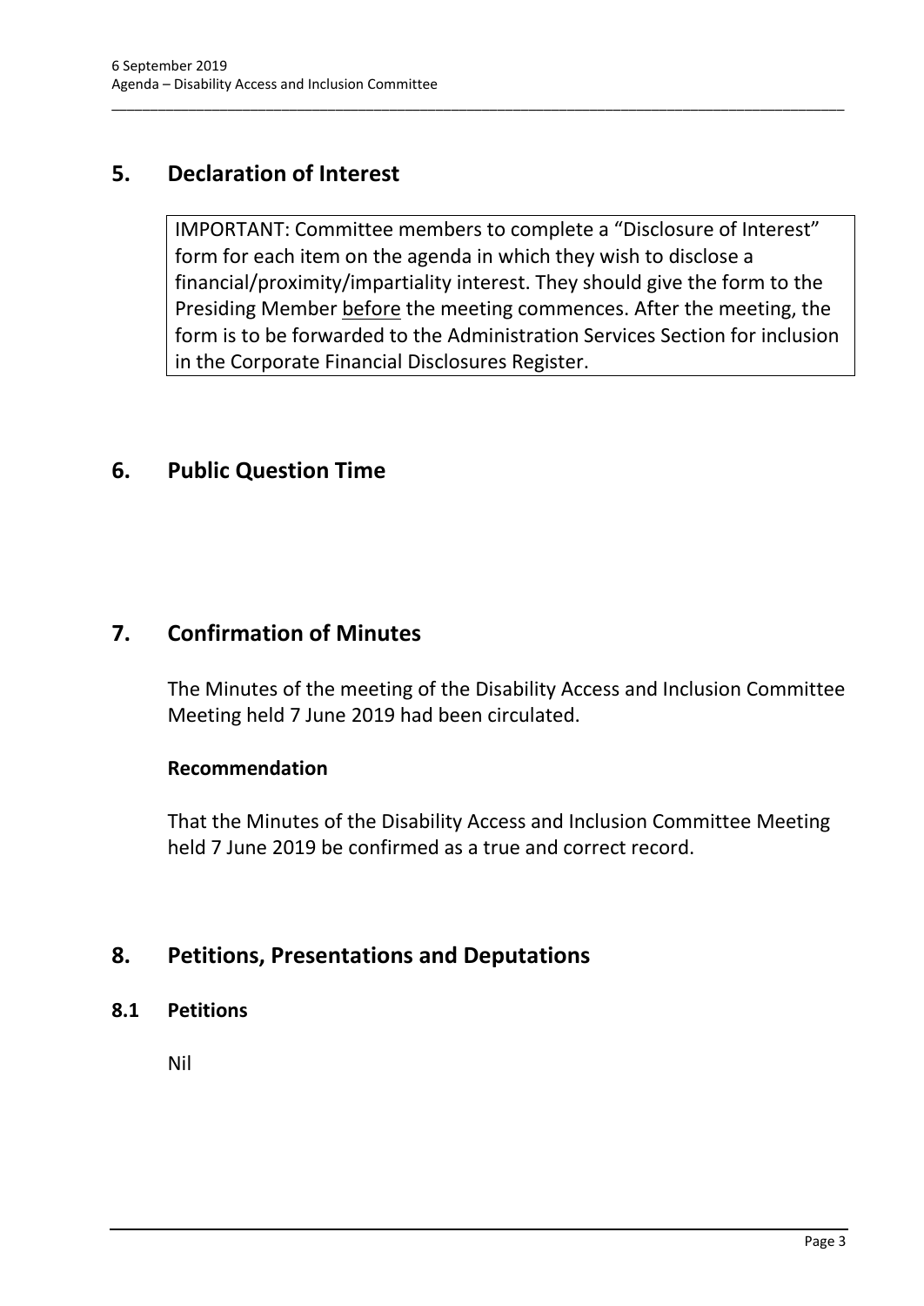## 5. Declaration of Interest

IMPORTANT: Committee members to complete a "Disclosure of Interest" form for each item on the agenda in which they wish to disclose a financial/proximity/impartiality interest. They should give the form to the Presiding Member <u>before</u> the meeting commences. After the meeting, the form is to be forwarded to the Administration Services Section for inclusion in the Corporate Financial Disclosures Register.

## 6. Public Question Time

## 7. Confirmation of Minutes

The Minutes of the meeting of the Disability Access and Inclusion Committee Meeting held 7 June 2019 had been circulated.

**Recommendation**

That the Minutes of the Disability Access and Inclusion Committee Meeting held 7 June 2019 be confirmed as a true and correct record.

## 8. Petitions, Presentations and Deputations

### 8.1 Petitions

Nil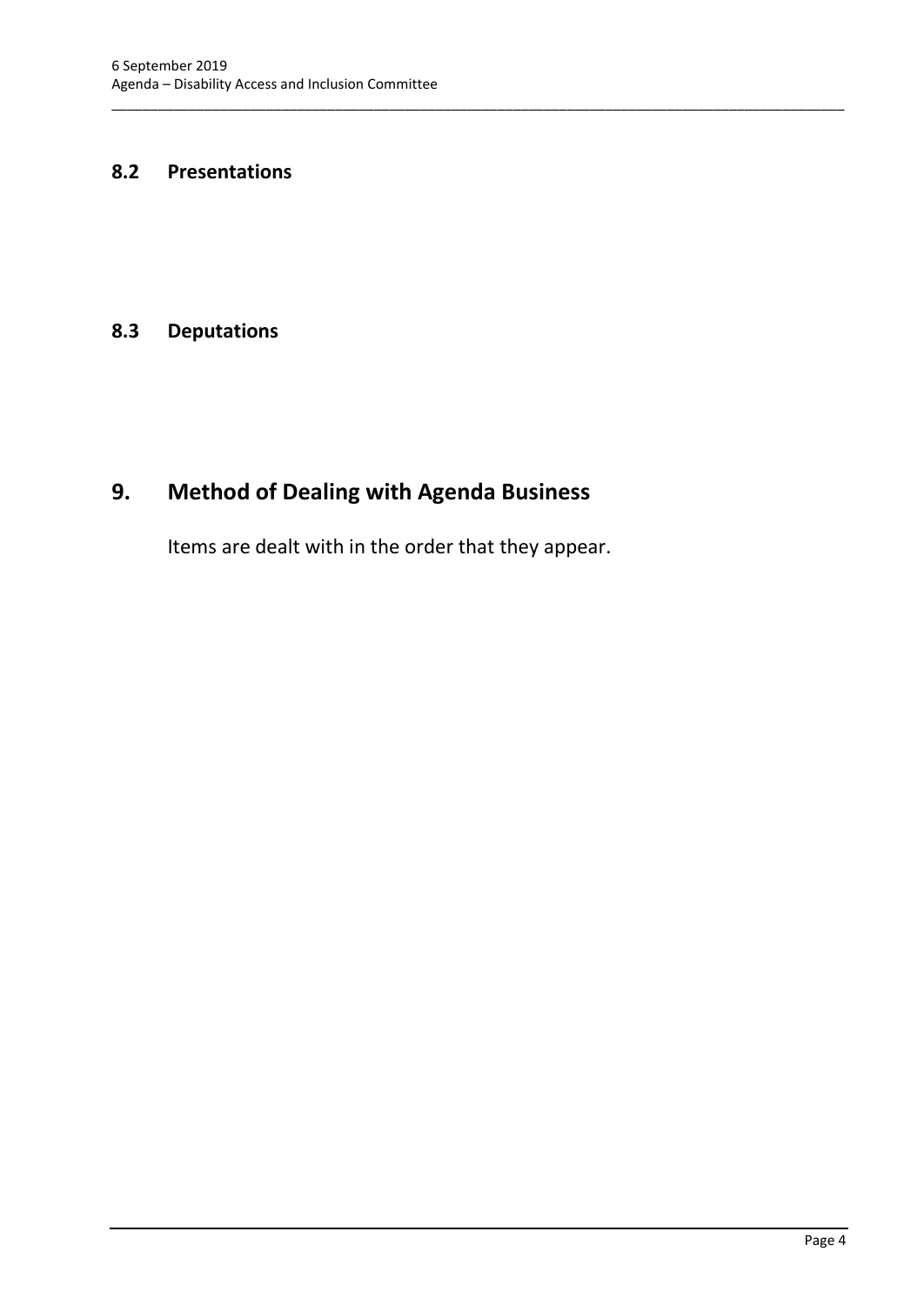### 8.2 Presentations

### 8.3 Deputations

## 9. Method of Dealing with Agenda Business

Items are dealt with in the order that they appear.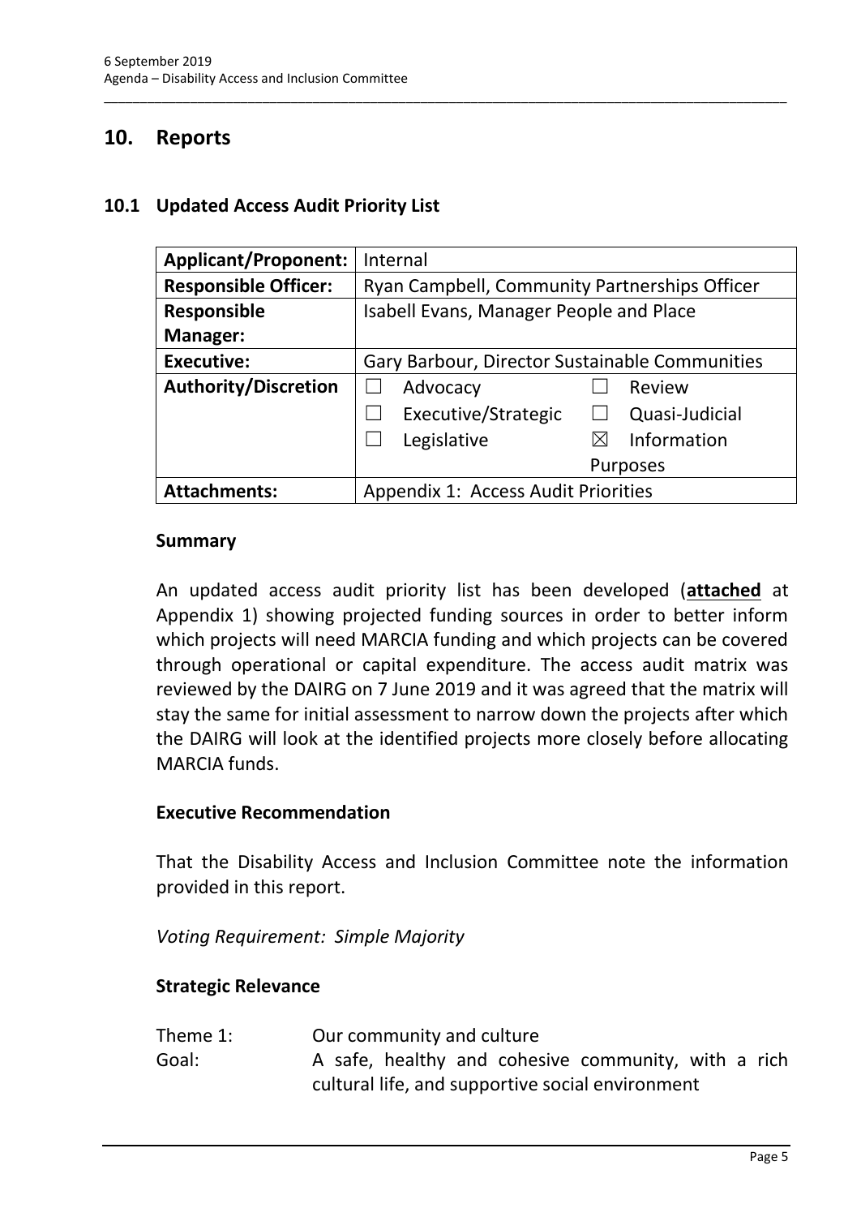## 10. Reports

### 10.1 Updated Access Audit Priority List

| | |
|---|---|
| **Applicant/Proponent:** | Internal |
| **Responsible Officer:** | Ryan Campbell, Community Partnerships Officer |
| **Responsible Manager:** | Isabell Evans, Manager People and Place |
| **Executive:** | Gary Barbour, Director Sustainable Communities |
| **Authority/Discretion** | ☐ Advocacy ☐ Review<br>☐ Executive/Strategic ☐ Quasi-Judicial<br>☐ Legislative ☒ Information Purposes |
| **Attachments:** | Appendix 1: Access Audit Priorities |

#### Summary

An updated access audit priority list has been developed (**attached** at Appendix 1) showing projected funding sources in order to better inform which projects will need MARCIA funding and which projects can be covered through operational or capital expenditure. The access audit matrix was reviewed by the DAIRG on 7 June 2019 and it was agreed that the matrix will stay the same for initial assessment to narrow down the projects after which the DAIRG will look at the identified projects more closely before allocating MARCIA funds.

#### Executive Recommendation

That the Disability Access and Inclusion Committee note the information provided in this report.

*Voting Requirement: Simple Majority*

#### Strategic Relevance

| | |
|---|---|
| Theme 1: | Our community and culture |
| Goal: | A safe, healthy and cohesive community, with a rich cultural life, and supportive social environment |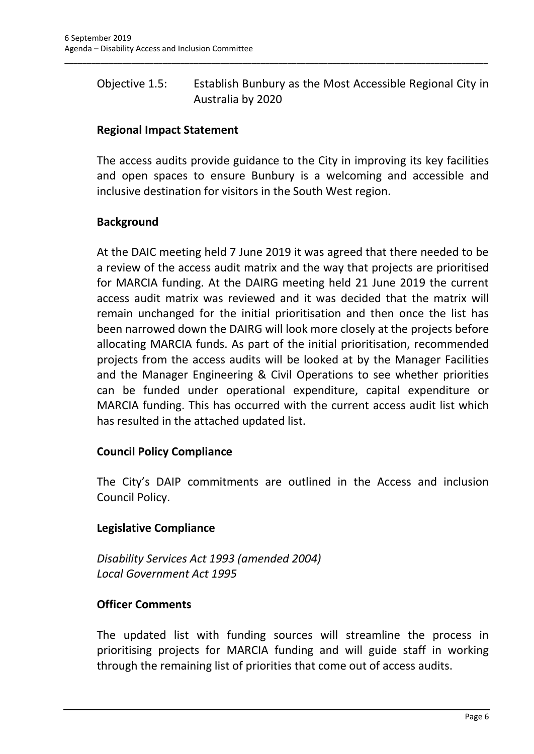Objective 1.5: Establish Bunbury as the Most Accessible Regional City in Australia by 2020

**Regional Impact Statement**

The access audits provide guidance to the City in improving its key facilities and open spaces to ensure Bunbury is a welcoming and accessible and inclusive destination for visitors in the South West region.

**Background**

At the DAIC meeting held 7 June 2019 it was agreed that there needed to be a review of the access audit matrix and the way that projects are prioritised for MARCIA funding. At the DAIRG meeting held 21 June 2019 the current access audit matrix was reviewed and it was decided that the matrix will remain unchanged for the initial prioritisation and then once the list has been narrowed down the DAIRG will look more closely at the projects before allocating MARCIA funds. As part of the initial prioritisation, recommended projects from the access audits will be looked at by the Manager Facilities and the Manager Engineering & Civil Operations to see whether priorities can be funded under operational expenditure, capital expenditure or MARCIA funding. This has occurred with the current access audit list which has resulted in the attached updated list.

**Council Policy Compliance**

The City's DAIP commitments are outlined in the Access and inclusion Council Policy.

**Legislative Compliance**

*Disability Services Act 1993 (amended 2004)*
*Local Government Act 1995*

**Officer Comments**

The updated list with funding sources will streamline the process in prioritising projects for MARCIA funding and will guide staff in working through the remaining list of priorities that come out of access audits.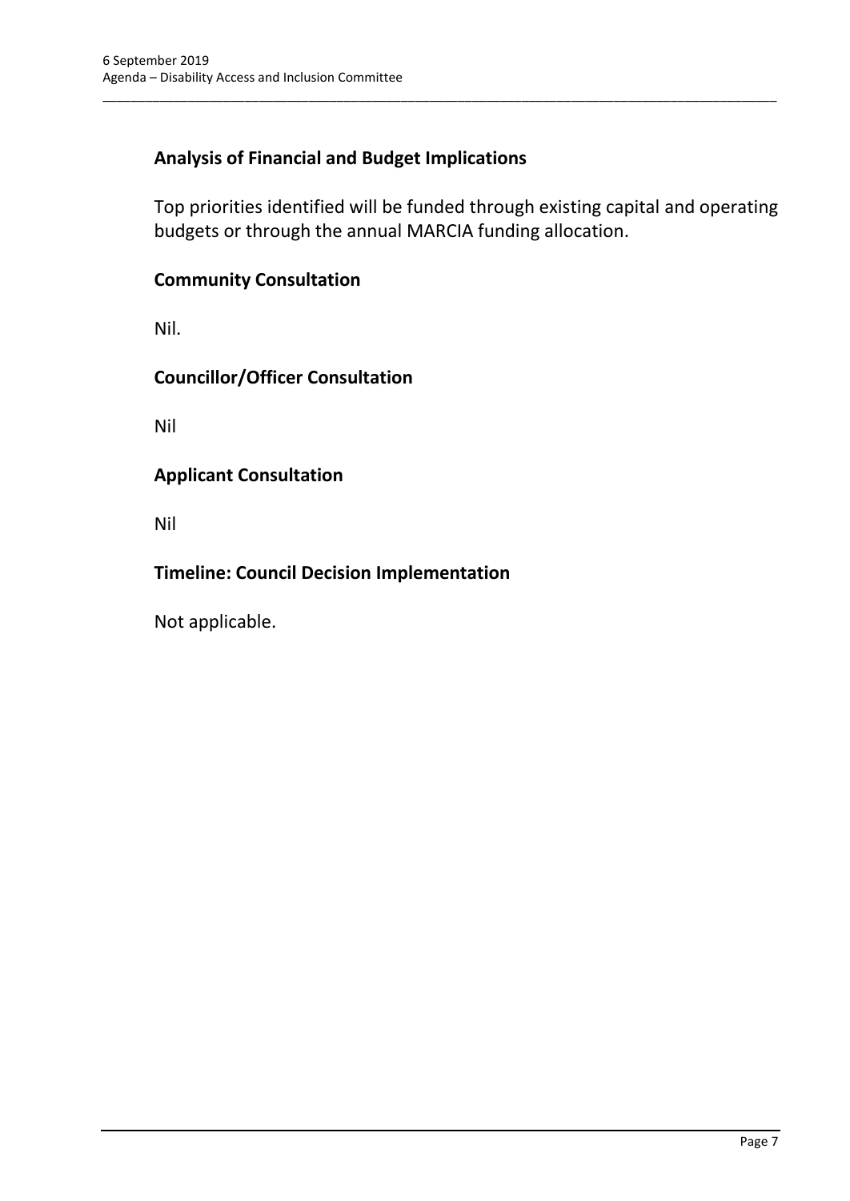## Analysis of Financial and Budget Implications

Top priorities identified will be funded through existing capital and operating budgets or through the annual MARCIA funding allocation.

## Community Consultation

Nil.

## Councillor/Officer Consultation

Nil

## Applicant Consultation

Nil

## Timeline: Council Decision Implementation

Not applicable.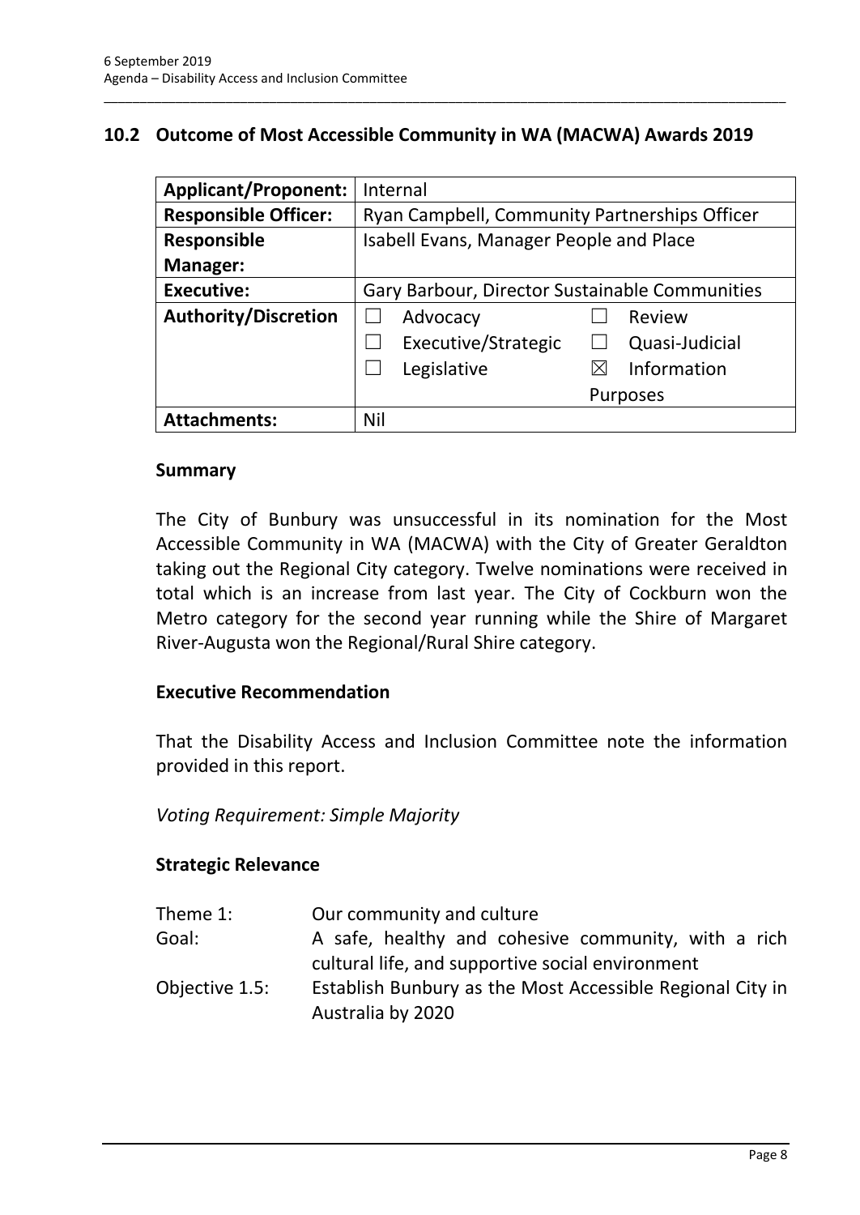## 10.2 Outcome of Most Accessible Community in WA (MACWA) Awards 2019

| **Applicant/Proponent:** | Internal |
|---|---|
| **Responsible Officer:** | Ryan Campbell, Community Partnerships Officer |
| **Responsible Manager:** | Isabell Evans, Manager People and Place |
| **Executive:** | Gary Barbour, Director Sustainable Communities |
| **Authority/Discretion** | ☐ Advocacy ☐ Review<br>☐ Executive/Strategic ☐ Quasi-Judicial<br>☐ Legislative ☒ Information Purposes |
| **Attachments:** | Nil |

### Summary

The City of Bunbury was unsuccessful in its nomination for the Most Accessible Community in WA (MACWA) with the City of Greater Geraldton taking out the Regional City category. Twelve nominations were received in total which is an increase from last year. The City of Cockburn won the Metro category for the second year running while the Shire of Margaret River-Augusta won the Regional/Rural Shire category.

### Executive Recommendation

That the Disability Access and Inclusion Committee note the information provided in this report.

*Voting Requirement: Simple Majority*

### Strategic Relevance

| | |
|---|---|
| Theme 1: | Our community and culture |
| Goal: | A safe, healthy and cohesive community, with a rich cultural life, and supportive social environment |
| Objective 1.5: | Establish Bunbury as the Most Accessible Regional City in Australia by 2020 |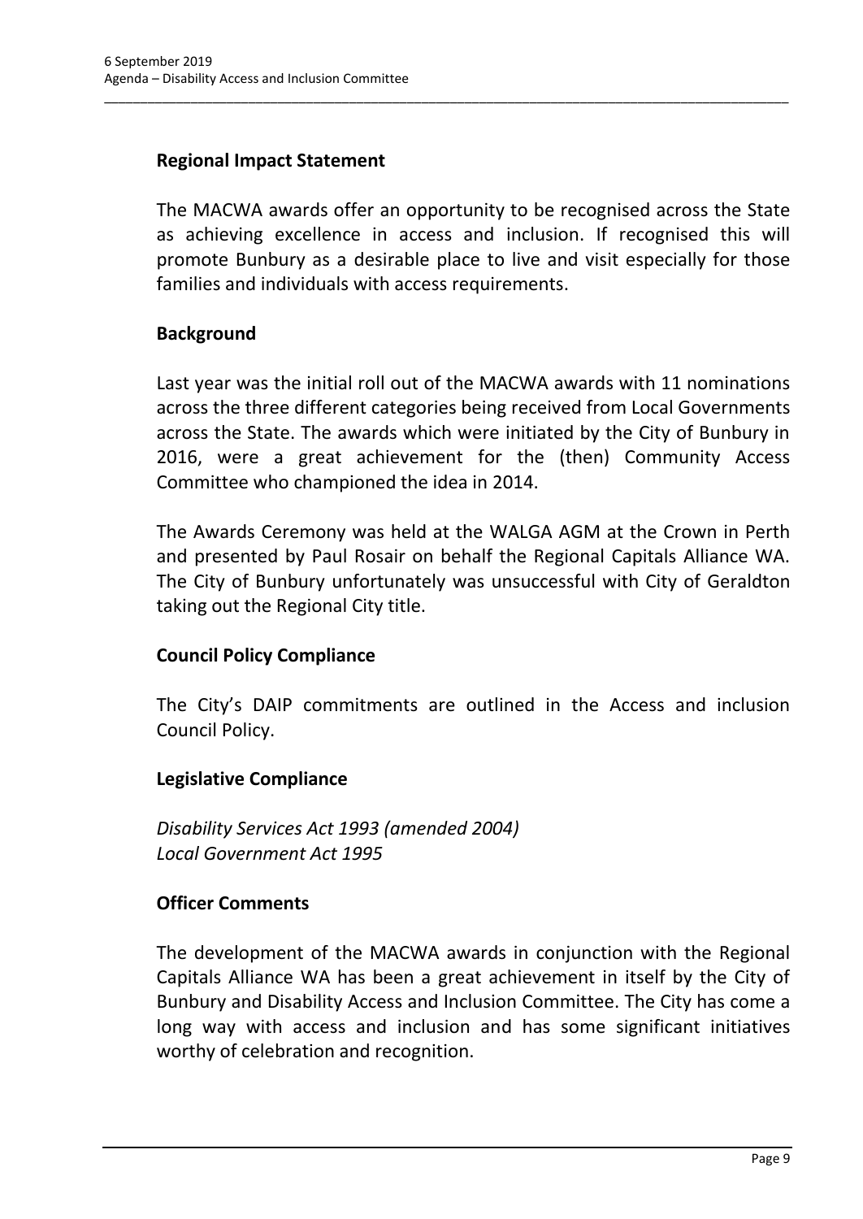### Regional Impact Statement

The MACWA awards offer an opportunity to be recognised across the State as achieving excellence in access and inclusion. If recognised this will promote Bunbury as a desirable place to live and visit especially for those families and individuals with access requirements.

### Background

Last year was the initial roll out of the MACWA awards with 11 nominations across the three different categories being received from Local Governments across the State. The awards which were initiated by the City of Bunbury in 2016, were a great achievement for the (then) Community Access Committee who championed the idea in 2014.

The Awards Ceremony was held at the WALGA AGM at the Crown in Perth and presented by Paul Rosair on behalf the Regional Capitals Alliance WA. The City of Bunbury unfortunately was unsuccessful with City of Geraldton taking out the Regional City title.

### Council Policy Compliance

The City's DAIP commitments are outlined in the Access and inclusion Council Policy.

### Legislative Compliance

*Disability Services Act 1993 (amended 2004)*
*Local Government Act 1995*

### Officer Comments

The development of the MACWA awards in conjunction with the Regional Capitals Alliance WA has been a great achievement in itself by the City of Bunbury and Disability Access and Inclusion Committee. The City has come a long way with access and inclusion and has some significant initiatives worthy of celebration and recognition.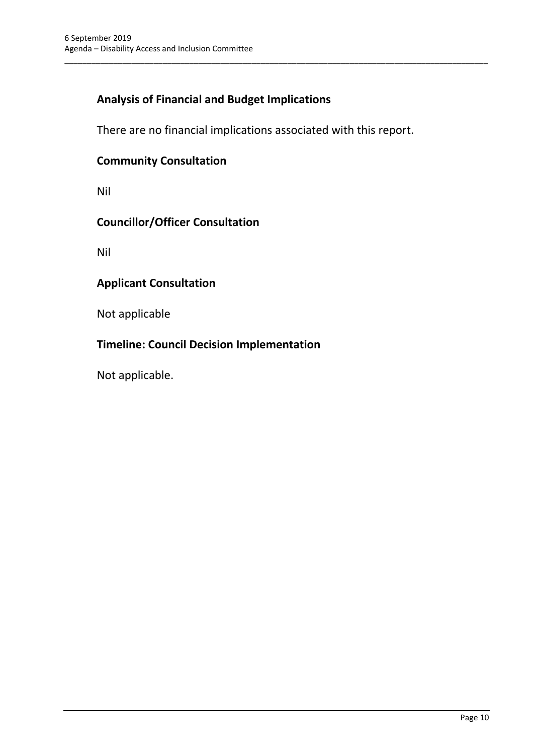## Analysis of Financial and Budget Implications

There are no financial implications associated with this report.

## Community Consultation

Nil

## Councillor/Officer Consultation

Nil

## Applicant Consultation

Not applicable

## Timeline: Council Decision Implementation

Not applicable.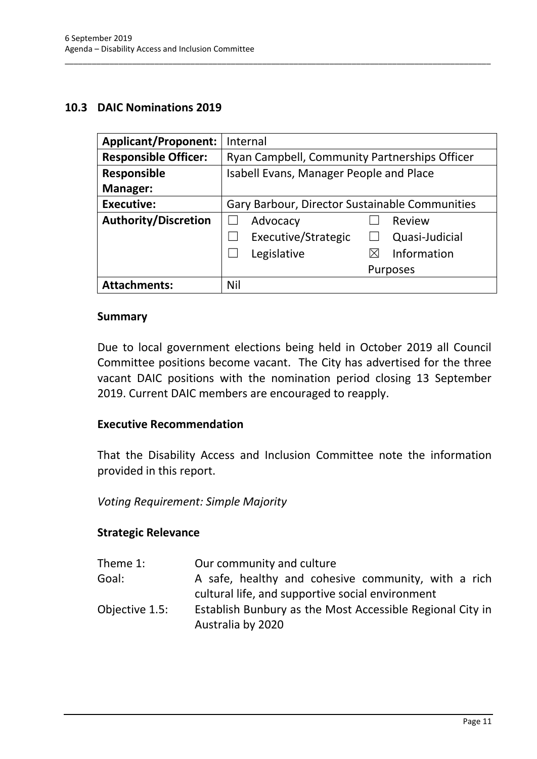## 10.3 DAIC Nominations 2019

| **Applicant/Proponent:** | Internal | |
|---|---|---|
| **Responsible Officer:** | Ryan Campbell, Community Partnerships Officer | |
| **Responsible Manager:** | Isabell Evans, Manager People and Place | |
| **Executive:** | Gary Barbour, Director Sustainable Communities | |
| **Authority/Discretion** | ☐ Advocacy | ☐ Review |
| | ☐ Executive/Strategic | ☐ Quasi-Judicial |
| | ☐ Legislative | ☒ Information Purposes |
| **Attachments:** | Nil | |

### Summary

Due to local government elections being held in October 2019 all Council Committee positions become vacant. The City has advertised for the three vacant DAIC positions with the nomination period closing 13 September 2019. Current DAIC members are encouraged to reapply.

### Executive Recommendation

That the Disability Access and Inclusion Committee note the information provided in this report.

*Voting Requirement: Simple Majority*

### Strategic Relevance

Theme 1: Our community and culture

Goal: A safe, healthy and cohesive community, with a rich cultural life, and supportive social environment

Objective 1.5: Establish Bunbury as the Most Accessible Regional City in Australia by 2020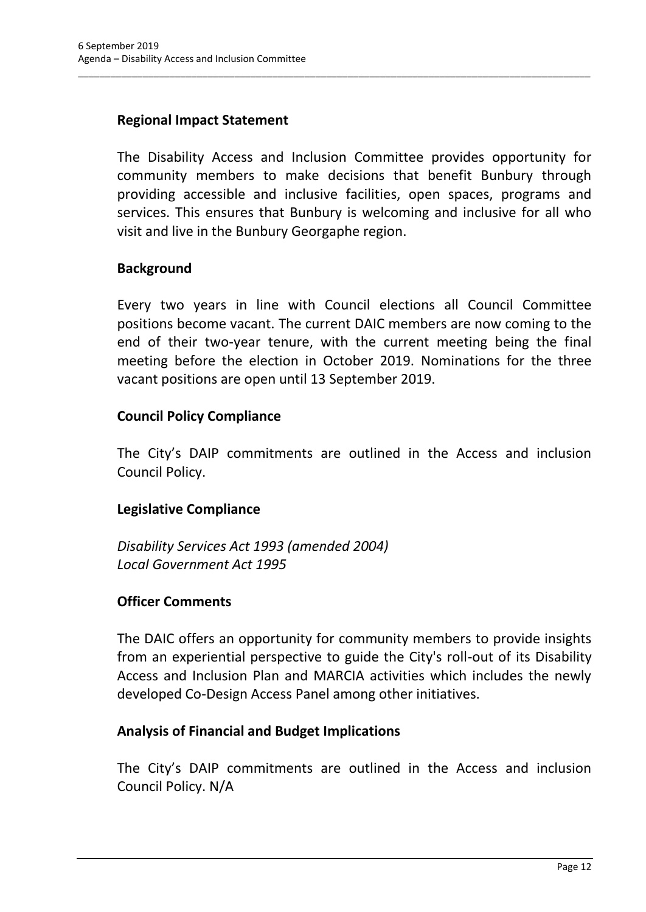## Regional Impact Statement

The Disability Access and Inclusion Committee provides opportunity for community members to make decisions that benefit Bunbury through providing accessible and inclusive facilities, open spaces, programs and services. This ensures that Bunbury is welcoming and inclusive for all who visit and live in the Bunbury Georgaphe region.

## Background

Every two years in line with Council elections all Council Committee positions become vacant. The current DAIC members are now coming to the end of their two-year tenure, with the current meeting being the final meeting before the election in October 2019. Nominations for the three vacant positions are open until 13 September 2019.

## Council Policy Compliance

The City's DAIP commitments are outlined in the Access and inclusion Council Policy.

## Legislative Compliance

*Disability Services Act 1993 (amended 2004)*
*Local Government Act 1995*

## Officer Comments

The DAIC offers an opportunity for community members to provide insights from an experiential perspective to guide the City's roll-out of its Disability Access and Inclusion Plan and MARCIA activities which includes the newly developed Co-Design Access Panel among other initiatives.

## Analysis of Financial and Budget Implications

The City's DAIP commitments are outlined in the Access and inclusion Council Policy. N/A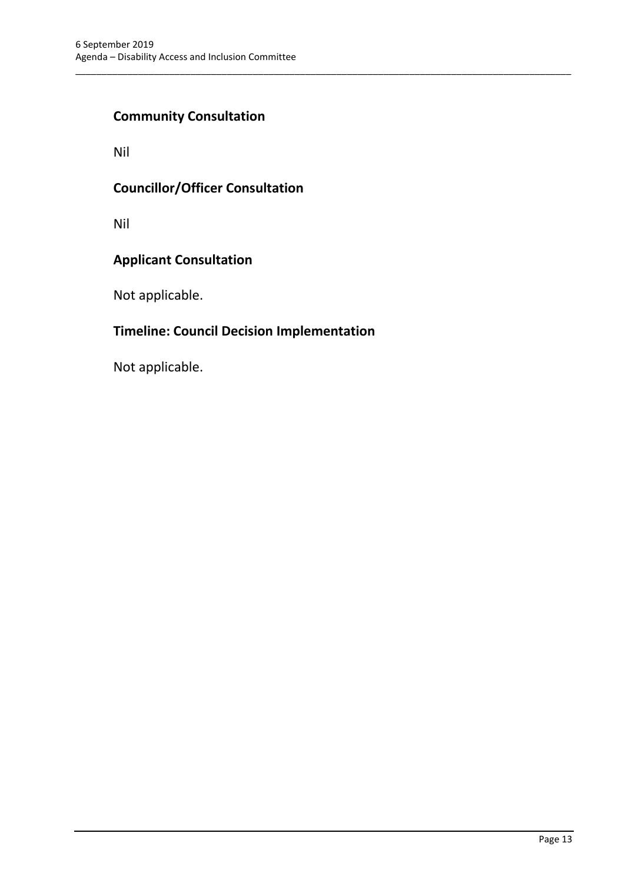### Community Consultation

Nil

### Councillor/Officer Consultation

Nil

### Applicant Consultation

Not applicable.

### Timeline: Council Decision Implementation

Not applicable.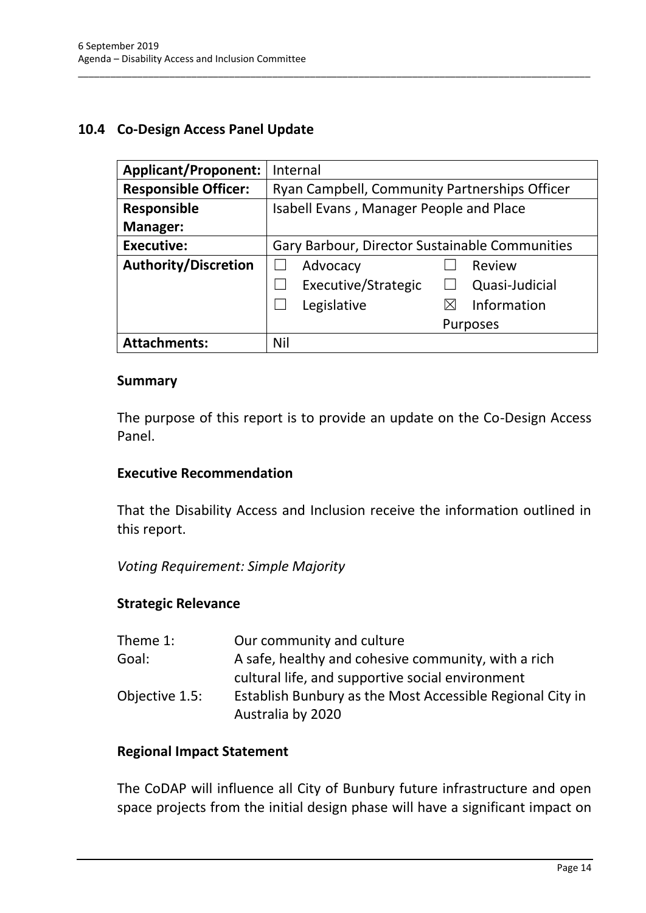## 10.4 Co-Design Access Panel Update

| **Applicant/Proponent:** | Internal |
|---|---|
| **Responsible Officer:** | Ryan Campbell, Community Partnerships Officer |
| **Responsible Manager:** | Isabell Evans , Manager People and Place |
| **Executive:** | Gary Barbour, Director Sustainable Communities |
| **Authority/Discretion** | ☐ Advocacy ☐ Review<br>☐ Executive/Strategic ☐ Quasi-Judicial<br>☐ Legislative ☒ Information Purposes |
| **Attachments:** | Nil |

### Summary

The purpose of this report is to provide an update on the Co-Design Access Panel.

### Executive Recommendation

That the Disability Access and Inclusion receive the information outlined in this report.

*Voting Requirement: Simple Majority*

### Strategic Relevance

| | |
|---|---|
| Theme 1: | Our community and culture |
| Goal: | A safe, healthy and cohesive community, with a rich cultural life, and supportive social environment |
| Objective 1.5: | Establish Bunbury as the Most Accessible Regional City in Australia by 2020 |

### Regional Impact Statement

The CoDAP will influence all City of Bunbury future infrastructure and open space projects from the initial design phase will have a significant impact on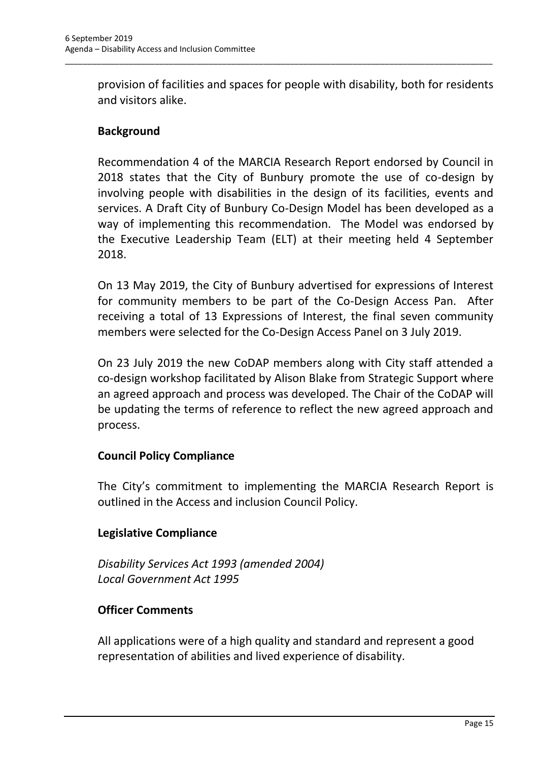provision of facilities and spaces for people with disability, both for residents and visitors alike.

**Background**

Recommendation 4 of the MARCIA Research Report endorsed by Council in 2018 states that the City of Bunbury promote the use of co-design by involving people with disabilities in the design of its facilities, events and services. A Draft City of Bunbury Co-Design Model has been developed as a way of implementing this recommendation. The Model was endorsed by the Executive Leadership Team (ELT) at their meeting held 4 September 2018.

On 13 May 2019, the City of Bunbury advertised for expressions of Interest for community members to be part of the Co-Design Access Pan. After receiving a total of 13 Expressions of Interest, the final seven community members were selected for the Co-Design Access Panel on 3 July 2019.

On 23 July 2019 the new CoDAP members along with City staff attended a co-design workshop facilitated by Alison Blake from Strategic Support where an agreed approach and process was developed. The Chair of the CoDAP will be updating the terms of reference to reflect the new agreed approach and process.

**Council Policy Compliance**

The City's commitment to implementing the MARCIA Research Report is outlined in the Access and inclusion Council Policy.

**Legislative Compliance**

*Disability Services Act 1993 (amended 2004)*
*Local Government Act 1995*

**Officer Comments**

All applications were of a high quality and standard and represent a good representation of abilities and lived experience of disability.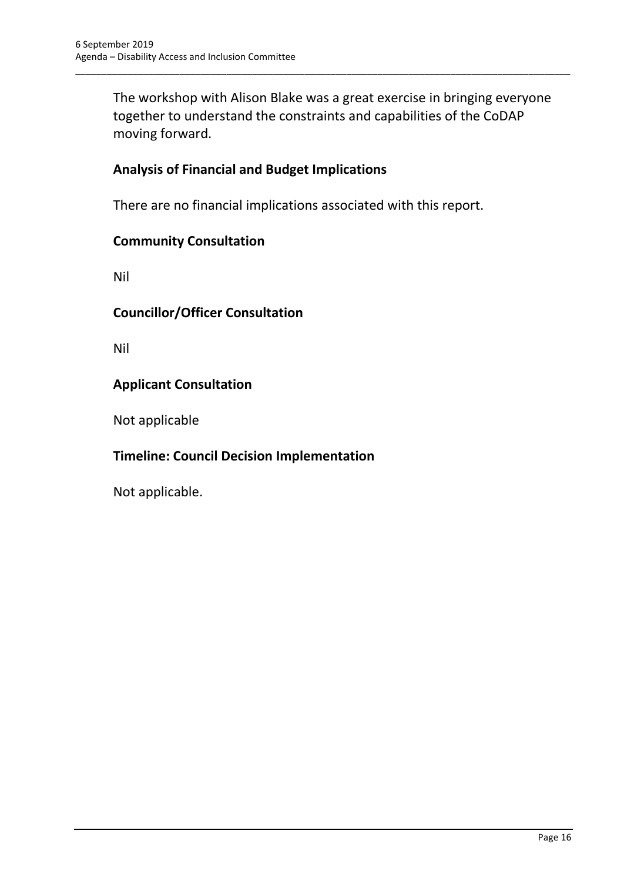The workshop with Alison Blake was a great exercise in bringing everyone together to understand the constraints and capabilities of the CoDAP moving forward.

### Analysis of Financial and Budget Implications

There are no financial implications associated with this report.

### Community Consultation

Nil

### Councillor/Officer Consultation

Nil

### Applicant Consultation

Not applicable

### Timeline: Council Decision Implementation

Not applicable.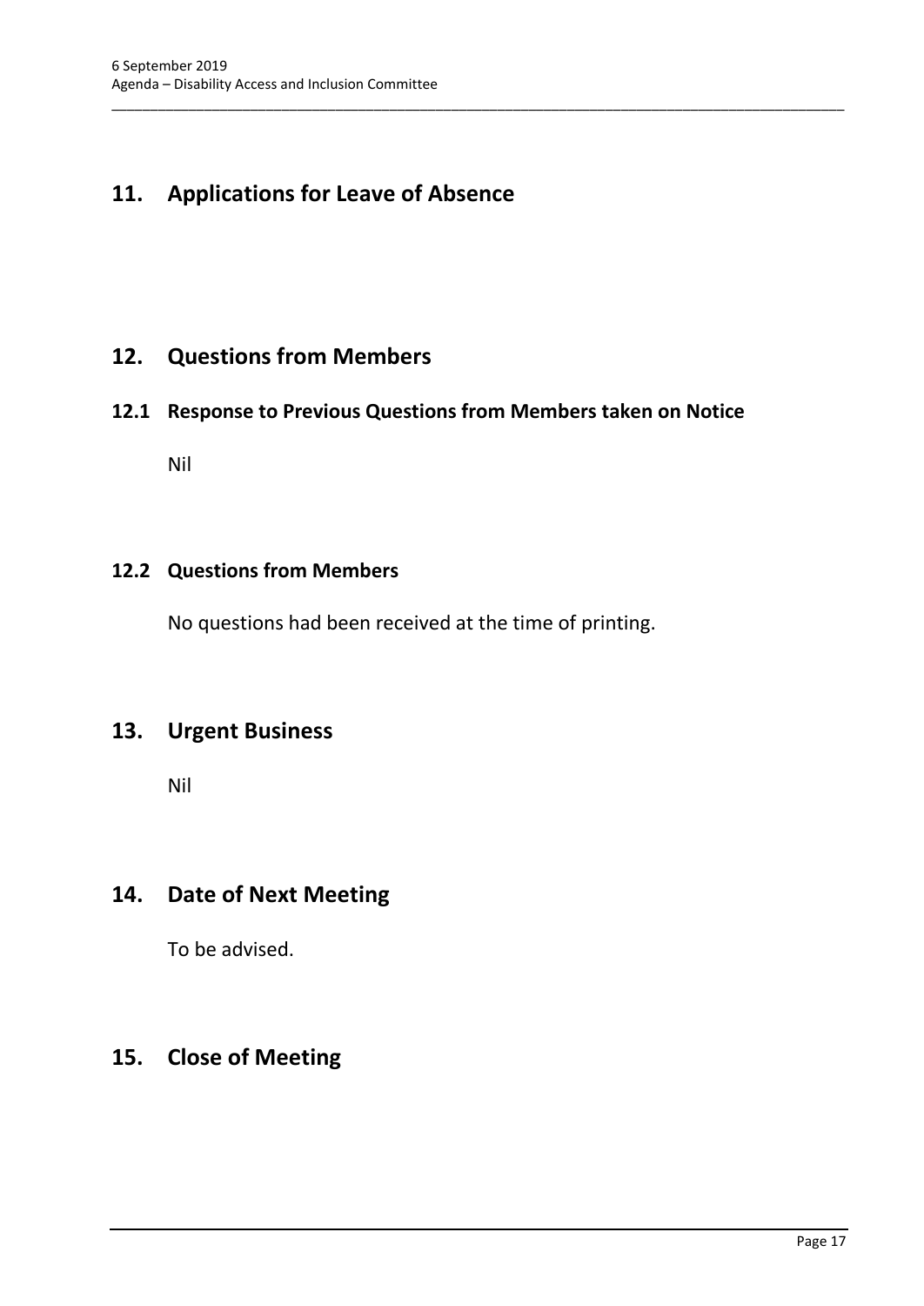# 11. Applications for Leave of Absence

# 12. Questions from Members

## 12.1 Response to Previous Questions from Members taken on Notice

Nil

## 12.2 Questions from Members

No questions had been received at the time of printing.

# 13. Urgent Business

Nil

# 14. Date of Next Meeting

To be advised.

# 15. Close of Meeting